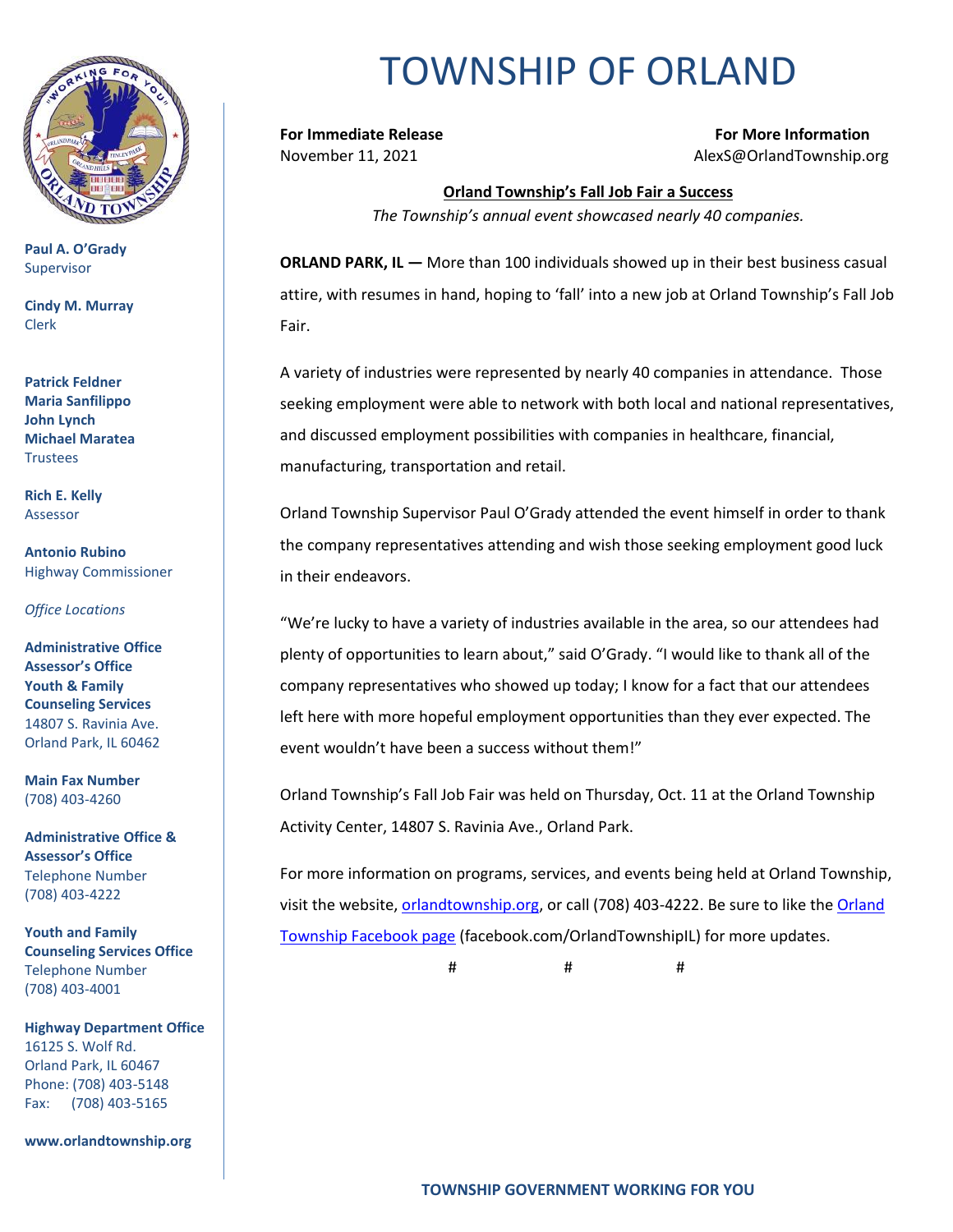# TOWNSHIP OF ORLAND

**Paul A. O'Grady**
Supervisor

**Cindy M. Murray**
Clerk

**Patrick Feldner**
**Maria Sanfilippo**
**John Lynch**
**Michael Maratea**
Trustees

**Rich E. Kelly**
Assessor

**Antonio Rubino**
Highway Commissioner

*Office Locations*

**Administrative Office**
**Assessor's Office**
**Youth & Family Counseling Services**
14807 S. Ravinia Ave.
Orland Park, IL 60462

**Main Fax Number**
(708) 403-4260

**Administrative Office & Assessor's Office**
Telephone Number
(708) 403-4222

**Youth and Family Counseling Services Office**
Telephone Number
(708) 403-4001

**Highway Department Office**
16125 S. Wolf Rd.
Orland Park, IL 60467
Phone: (708) 403-5148
Fax: (708) 403-5165

**www.orlandtownship.org**

**For Immediate Release**
November 11, 2021

**For More Information**
AlexS@OrlandTownship.org

## Orland Township's Fall Job Fair a Success

*The Township's annual event showcased nearly 40 companies.*

**ORLAND PARK, IL —** More than 100 individuals showed up in their best business casual attire, with resumes in hand, hoping to 'fall' into a new job at Orland Township's Fall Job Fair.

A variety of industries were represented by nearly 40 companies in attendance. Those seeking employment were able to network with both local and national representatives, and discussed employment possibilities with companies in healthcare, financial, manufacturing, transportation and retail.

Orland Township Supervisor Paul O'Grady attended the event himself in order to thank the company representatives attending and wish those seeking employment good luck in their endeavors.

"We're lucky to have a variety of industries available in the area, so our attendees had plenty of opportunities to learn about," said O'Grady. "I would like to thank all of the company representatives who showed up today; I know for a fact that our attendees left here with more hopeful employment opportunities than they ever expected. The event wouldn't have been a success without them!"

Orland Township's Fall Job Fair was held on Thursday, Oct. 11 at the Orland Township Activity Center, 14807 S. Ravinia Ave., Orland Park.

For more information on programs, services, and events being held at Orland Township, visit the website, orlandtownship.org, or call (708) 403-4222. Be sure to like the Orland Township Facebook page (facebook.com/OrlandTownshipIL) for more updates.

# # #

**TOWNSHIP GOVERNMENT WORKING FOR YOU**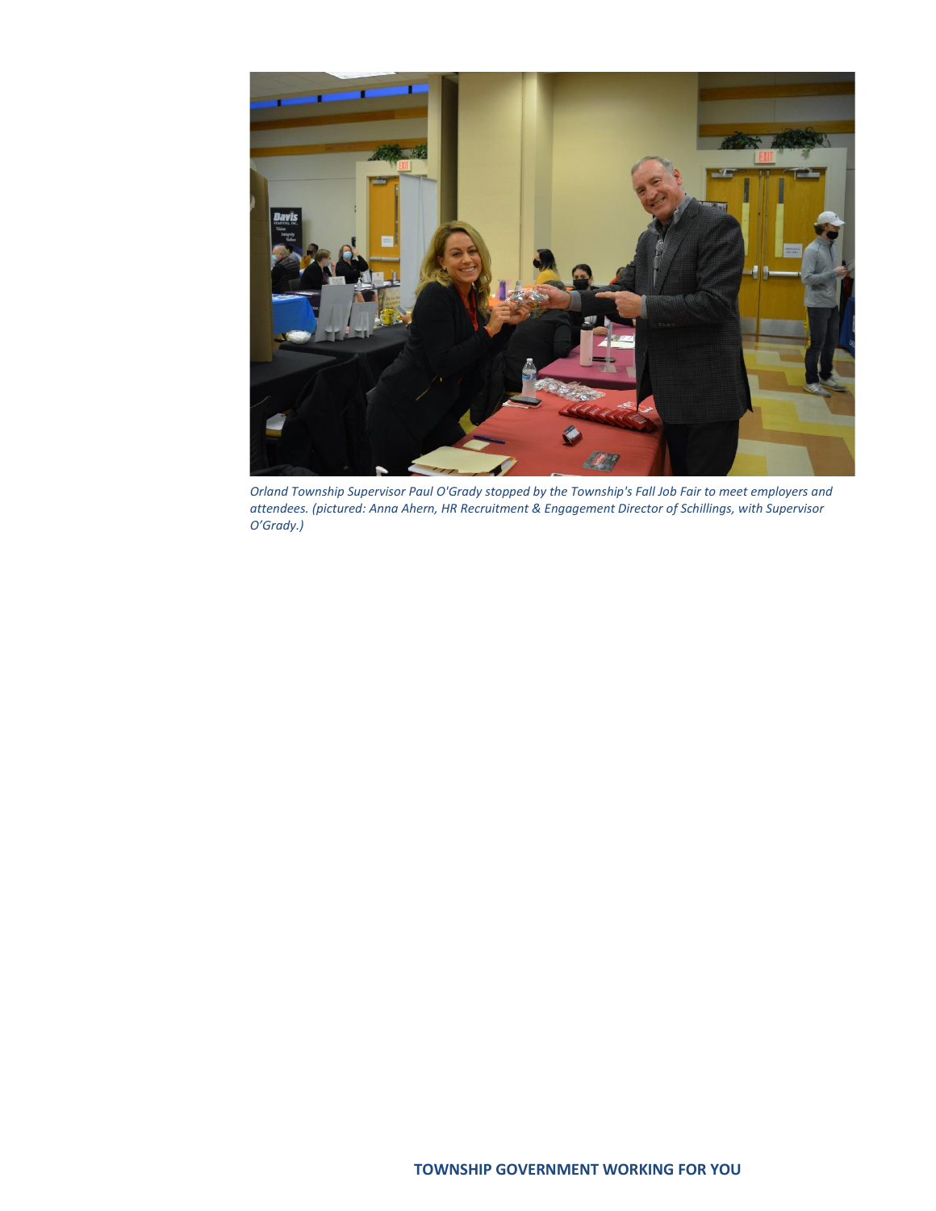*Orland Township Supervisor Paul O'Grady stopped by the Township's Fall Job Fair to meet employers and attendees. (pictured: Anna Ahern, HR Recruitment & Engagement Director of Schillings, with Supervisor O'Grady.)*